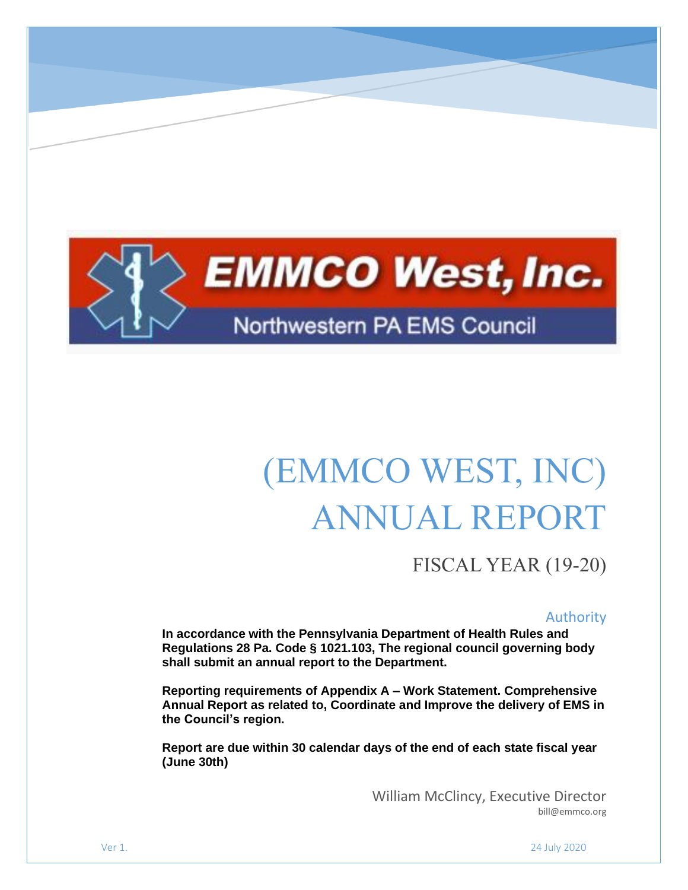EMMCO West, Inc.

Northwestern PA EMS Council

# (EMMCO WEST, INC) ANNUAL REPORT

## FISCAL YEAR (19-20)

### Authority

**In accordance with the Pennsylvania Department of Health Rules and Regulations 28 Pa. Code § 1021.103, The regional council governing body shall submit an annual report to the Department.**

**Reporting requirements of Appendix A – Work Statement. Comprehensive Annual Report as related to, Coordinate and Improve the delivery of EMS in the Council's region.**

**Report are due within 30 calendar days of the end of each state fiscal year (June 30th)**

William McClincy, Executive Director
bill@emmco.org

Ver 1.

24 July 2020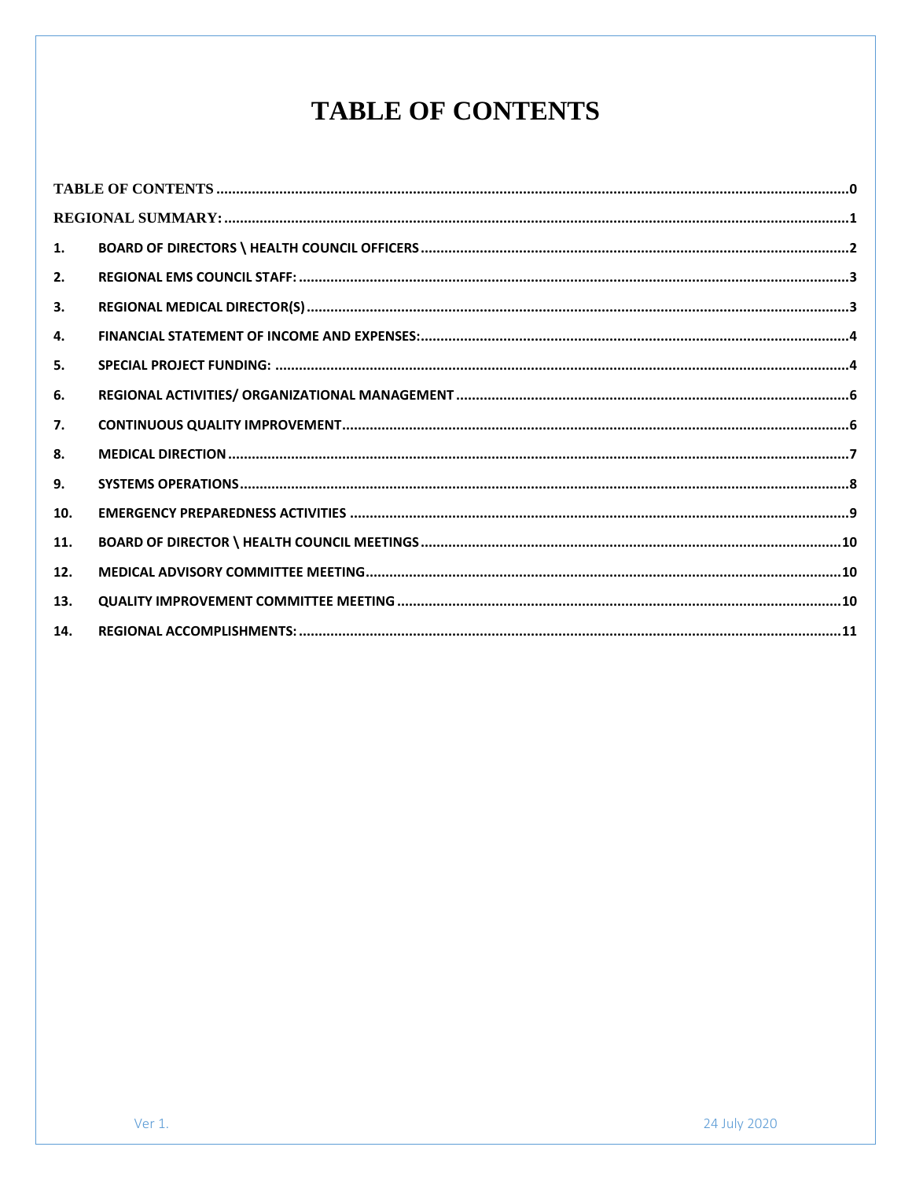# TABLE OF CONTENTS

| | | |
|---|---|---|
| TABLE OF CONTENTS | | 0 |
| REGIONAL SUMMARY: | | 1 |
| 1. | BOARD OF DIRECTORS \ HEALTH COUNCIL OFFICERS | 2 |
| 2. | REGIONAL EMS COUNCIL STAFF: | 3 |
| 3. | REGIONAL MEDICAL DIRECTOR(S) | 3 |
| 4. | FINANCIAL STATEMENT OF INCOME AND EXPENSES: | 4 |
| 5. | SPECIAL PROJECT FUNDING: | 4 |
| 6. | REGIONAL ACTIVITIES/ ORGANIZATIONAL MANAGEMENT | 6 |
| 7. | CONTINUOUS QUALITY IMPROVEMENT | 6 |
| 8. | MEDICAL DIRECTION | 7 |
| 9. | SYSTEMS OPERATIONS | 8 |
| 10. | EMERGENCY PREPAREDNESS ACTIVITIES | 9 |
| 11. | BOARD OF DIRECTOR \ HEALTH COUNCIL MEETINGS | 10 |
| 12. | MEDICAL ADVISORY COMMITTEE MEETING | 10 |
| 13. | QUALITY IMPROVEMENT COMMITTEE MEETING | 10 |
| 14. | REGIONAL ACCOMPLISHMENTS: | 11 |

Ver 1. 24 July 2020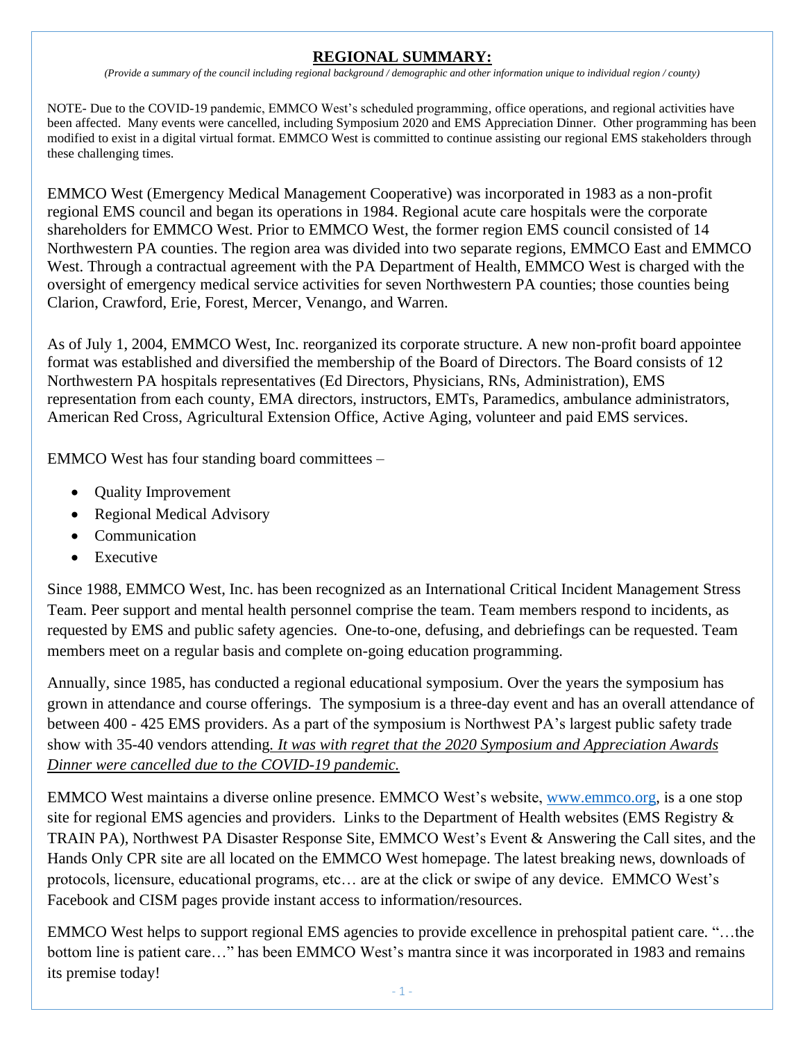## REGIONAL SUMMARY:

*(Provide a summary of the council including regional background / demographic and other information unique to individual region / county)*

NOTE- Due to the COVID-19 pandemic, EMMCO West's scheduled programming, office operations, and regional activities have been affected. Many events were cancelled, including Symposium 2020 and EMS Appreciation Dinner. Other programming has been modified to exist in a digital virtual format. EMMCO West is committed to continue assisting our regional EMS stakeholders through these challenging times.

EMMCO West (Emergency Medical Management Cooperative) was incorporated in 1983 as a non-profit regional EMS council and began its operations in 1984. Regional acute care hospitals were the corporate shareholders for EMMCO West. Prior to EMMCO West, the former region EMS council consisted of 14 Northwestern PA counties. The region area was divided into two separate regions, EMMCO East and EMMCO West. Through a contractual agreement with the PA Department of Health, EMMCO West is charged with the oversight of emergency medical service activities for seven Northwestern PA counties; those counties being Clarion, Crawford, Erie, Forest, Mercer, Venango, and Warren.

As of July 1, 2004, EMMCO West, Inc. reorganized its corporate structure. A new non-profit board appointee format was established and diversified the membership of the Board of Directors. The Board consists of 12 Northwestern PA hospitals representatives (Ed Directors, Physicians, RNs, Administration), EMS representation from each county, EMA directors, instructors, EMTs, Paramedics, ambulance administrators, American Red Cross, Agricultural Extension Office, Active Aging, volunteer and paid EMS services.

EMMCO West has four standing board committees –

- Quality Improvement
- Regional Medical Advisory
- Communication
- Executive

Since 1988, EMMCO West, Inc. has been recognized as an International Critical Incident Management Stress Team. Peer support and mental health personnel comprise the team. Team members respond to incidents, as requested by EMS and public safety agencies. One-to-one, defusing, and debriefings can be requested. Team members meet on a regular basis and complete on-going education programming.

Annually, since 1985, has conducted a regional educational symposium. Over the years the symposium has grown in attendance and course offerings. The symposium is a three-day event and has an overall attendance of between 400 - 425 EMS providers. As a part of the symposium is Northwest PA's largest public safety trade show with 35-40 vendors attending*. It was with regret that the 2020 Symposium and Appreciation Awards Dinner were cancelled due to the COVID-19 pandemic.*

EMMCO West maintains a diverse online presence. EMMCO West's website, www.emmco.org, is a one stop site for regional EMS agencies and providers. Links to the Department of Health websites (EMS Registry & TRAIN PA), Northwest PA Disaster Response Site, EMMCO West's Event & Answering the Call sites, and the Hands Only CPR site are all located on the EMMCO West homepage. The latest breaking news, downloads of protocols, licensure, educational programs, etc… are at the click or swipe of any device. EMMCO West's Facebook and CISM pages provide instant access to information/resources.

EMMCO West helps to support regional EMS agencies to provide excellence in prehospital patient care. "…the bottom line is patient care…" has been EMMCO West's mantra since it was incorporated in 1983 and remains its premise today!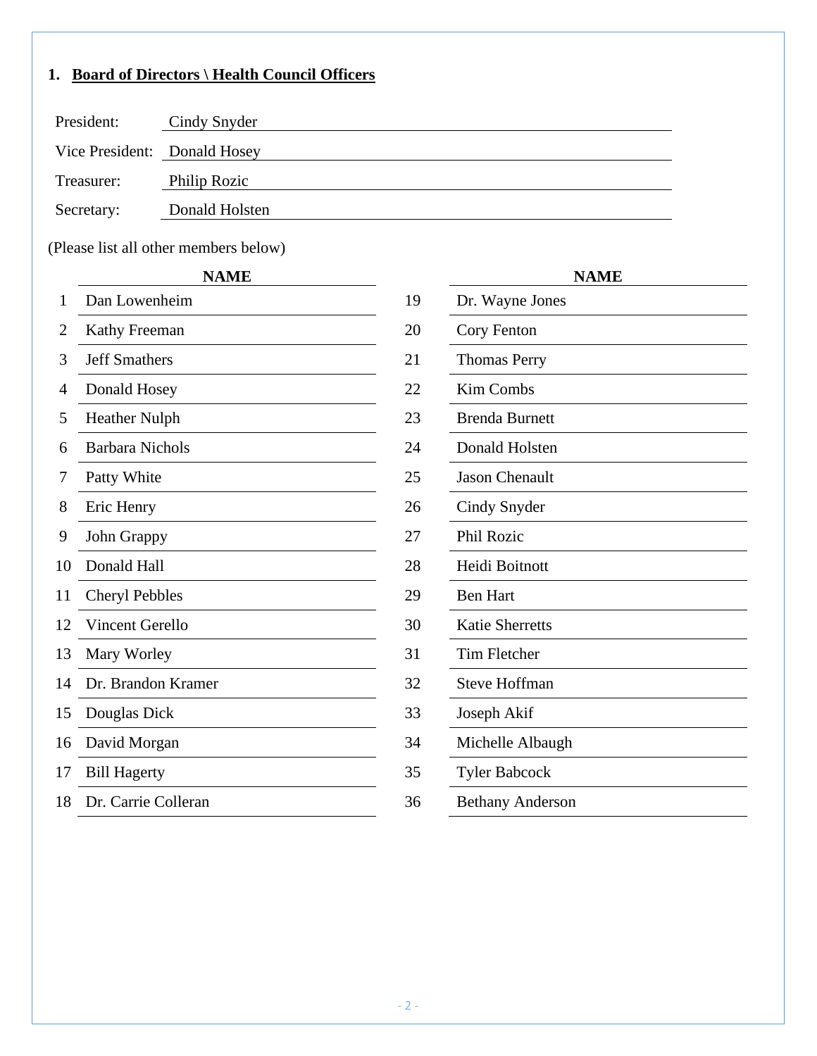## 1. Board of Directors \ Health Council Officers

| | |
|---|---|
| President: | Cindy Snyder |
| Vice President: | Donald Hosey |
| Treasurer: | Philip Rozic |
| Secretary: | Donald Holsten |

(Please list all other members below)

| | NAME | | NAME |
|---|---|---|---|
| 1 | Dan Lowenheim | 19 | Dr. Wayne Jones |
| 2 | Kathy Freeman | 20 | Cory Fenton |
| 3 | Jeff Smathers | 21 | Thomas Perry |
| 4 | Donald Hosey | 22 | Kim Combs |
| 5 | Heather Nulph | 23 | Brenda Burnett |
| 6 | Barbara Nichols | 24 | Donald Holsten |
| 7 | Patty White | 25 | Jason Chenault |
| 8 | Eric Henry | 26 | Cindy Snyder |
| 9 | John Grappy | 27 | Phil Rozic |
| 10 | Donald Hall | 28 | Heidi Boitnott |
| 11 | Cheryl Pebbles | 29 | Ben Hart |
| 12 | Vincent Gerello | 30 | Katie Sherretts |
| 13 | Mary Worley | 31 | Tim Fletcher |
| 14 | Dr. Brandon Kramer | 32 | Steve Hoffman |
| 15 | Douglas Dick | 33 | Joseph Akif |
| 16 | David Morgan | 34 | Michelle Albaugh |
| 17 | Bill Hagerty | 35 | Tyler Babcock |
| 18 | Dr. Carrie Colleran | 36 | Bethany Anderson |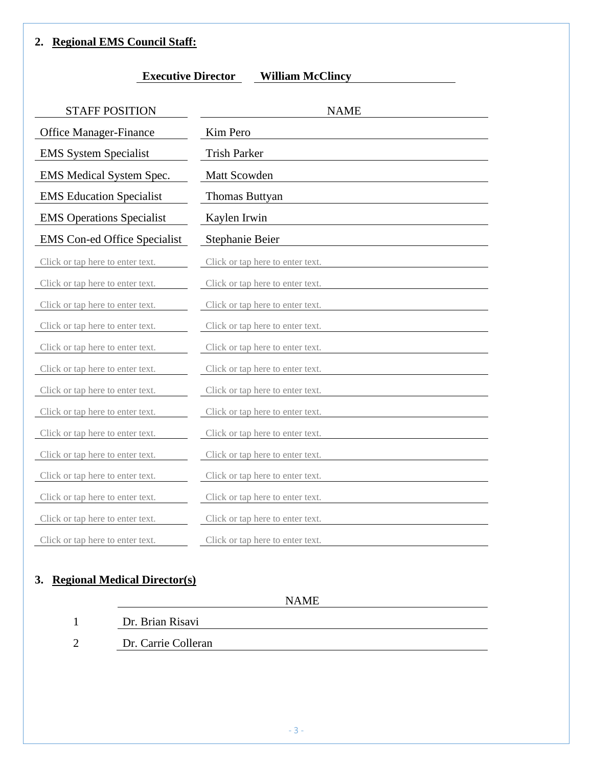2. **Regional EMS Council Staff:**

**Executive Director** **William McClincy**

| STAFF POSITION | NAME |
|---|---|
| Office Manager-Finance | Kim Pero |
| EMS System Specialist | Trish Parker |
| EMS Medical System Spec. | Matt Scowden |
| EMS Education Specialist | Thomas Buttyan |
| EMS Operations Specialist | Kaylen Irwin |
| EMS Con-ed Office Specialist | Stephanie Beier |
| Click or tap here to enter text. | Click or tap here to enter text. |
| Click or tap here to enter text. | Click or tap here to enter text. |
| Click or tap here to enter text. | Click or tap here to enter text. |
| Click or tap here to enter text. | Click or tap here to enter text. |
| Click or tap here to enter text. | Click or tap here to enter text. |
| Click or tap here to enter text. | Click or tap here to enter text. |
| Click or tap here to enter text. | Click or tap here to enter text. |
| Click or tap here to enter text. | Click or tap here to enter text. |
| Click or tap here to enter text. | Click or tap here to enter text. |
| Click or tap here to enter text. | Click or tap here to enter text. |
| Click or tap here to enter text. | Click or tap here to enter text. |
| Click or tap here to enter text. | Click or tap here to enter text. |
| Click or tap here to enter text. | Click or tap here to enter text. |
| Click or tap here to enter text. | Click or tap here to enter text. |

3. **Regional Medical Director(s)**

| | NAME |
|---|---|
| 1 | Dr. Brian Risavi |
| 2 | Dr. Carrie Colleran |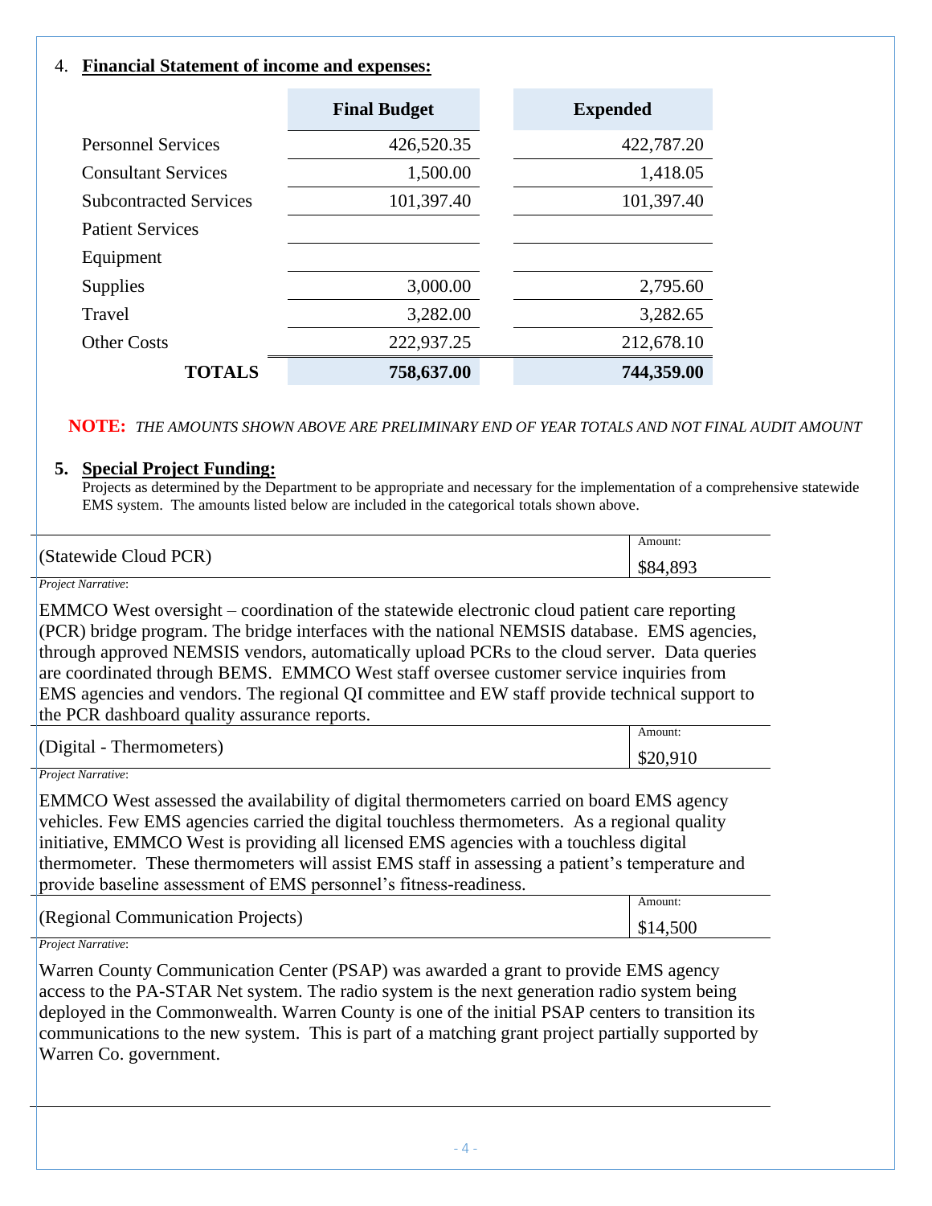## 4. Financial Statement of income and expenses:

| | Final Budget | Expended |
|---|---|---|
| Personnel Services | 426,520.35 | 422,787.20 |
| Consultant Services | 1,500.00 | 1,418.05 |
| Subcontracted Services | 101,397.40 | 101,397.40 |
| Patient Services | | |
| Equipment | | |
| Supplies | 3,000.00 | 2,795.60 |
| Travel | 3,282.00 | 3,282.65 |
| Other Costs | 222,937.25 | 212,678.10 |
| **TOTALS** | **758,637.00** | **744,359.00** |

**NOTE:** *THE AMOUNTS SHOWN ABOVE ARE PRELIMINARY END OF YEAR TOTALS AND NOT FINAL AUDIT AMOUNT*

## 5. Special Project Funding:

Projects as determined by the Department to be appropriate and necessary for the implementation of a comprehensive statewide EMS system. The amounts listed below are included in the categorical totals shown above.

| (Statewide Cloud PCR) | Amount: $84,893 |
|---|---|

*Project Narrative*:

EMMCO West oversight – coordination of the statewide electronic cloud patient care reporting (PCR) bridge program. The bridge interfaces with the national NEMSIS database. EMS agencies, through approved NEMSIS vendors, automatically upload PCRs to the cloud server. Data queries are coordinated through BEMS. EMMCO West staff oversee customer service inquiries from EMS agencies and vendors. The regional QI committee and EW staff provide technical support to the PCR dashboard quality assurance reports.

| (Digital - Thermometers) | Amount: $20,910 |
|---|---|

*Project Narrative*:

EMMCO West assessed the availability of digital thermometers carried on board EMS agency vehicles. Few EMS agencies carried the digital touchless thermometers. As a regional quality initiative, EMMCO West is providing all licensed EMS agencies with a touchless digital thermometer. These thermometers will assist EMS staff in assessing a patient's temperature and provide baseline assessment of EMS personnel's fitness-readiness.

| (Regional Communication Projects) | Amount: $14,500 |
|---|---|

*Project Narrative*:

Warren County Communication Center (PSAP) was awarded a grant to provide EMS agency access to the PA-STAR Net system. The radio system is the next generation radio system being deployed in the Commonwealth. Warren County is one of the initial PSAP centers to transition its communications to the new system. This is part of a matching grant project partially supported by Warren Co. government.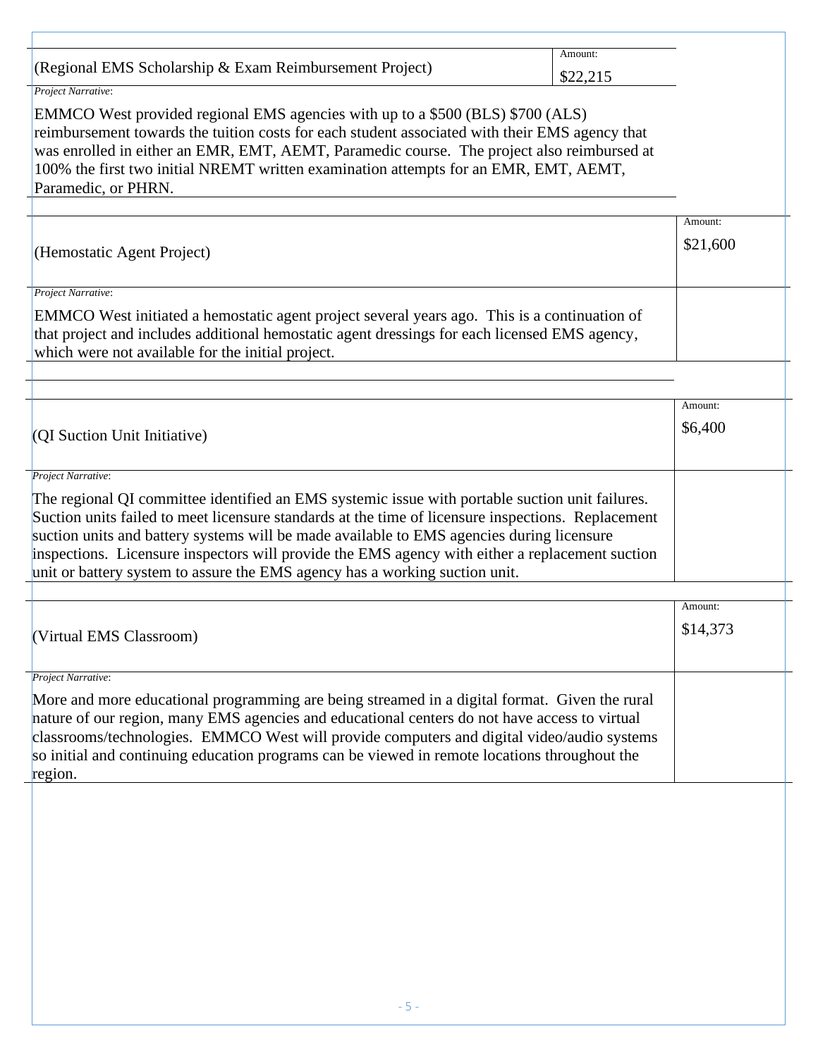| (Regional EMS Scholarship & Exam Reimbursement Project) | Amount: $22,215 |
|---|---|

*Project Narrative*:

EMMCO West provided regional EMS agencies with up to a $500 (BLS) $700 (ALS) reimbursement towards the tuition costs for each student associated with their EMS agency that was enrolled in either an EMR, EMT, AEMT, Paramedic course. The project also reimbursed at 100% the first two initial NREMT written examination attempts for an EMR, EMT, AEMT, Paramedic, or PHRN.

| (Hemostatic Agent Project) | Amount: $21,600 |
|---|---|

*Project Narrative*:

EMMCO West initiated a hemostatic agent project several years ago. This is a continuation of that project and includes additional hemostatic agent dressings for each licensed EMS agency, which were not available for the initial project.

| (QI Suction Unit Initiative) | Amount: $6,400 |
|---|---|

*Project Narrative*:

The regional QI committee identified an EMS systemic issue with portable suction unit failures. Suction units failed to meet licensure standards at the time of licensure inspections. Replacement suction units and battery systems will be made available to EMS agencies during licensure inspections. Licensure inspectors will provide the EMS agency with either a replacement suction unit or battery system to assure the EMS agency has a working suction unit.

| (Virtual EMS Classroom) | Amount: $14,373 |
|---|---|

*Project Narrative*:

More and more educational programming are being streamed in a digital format. Given the rural nature of our region, many EMS agencies and educational centers do not have access to virtual classrooms/technologies. EMMCO West will provide computers and digital video/audio systems so initial and continuing education programs can be viewed in remote locations throughout the region.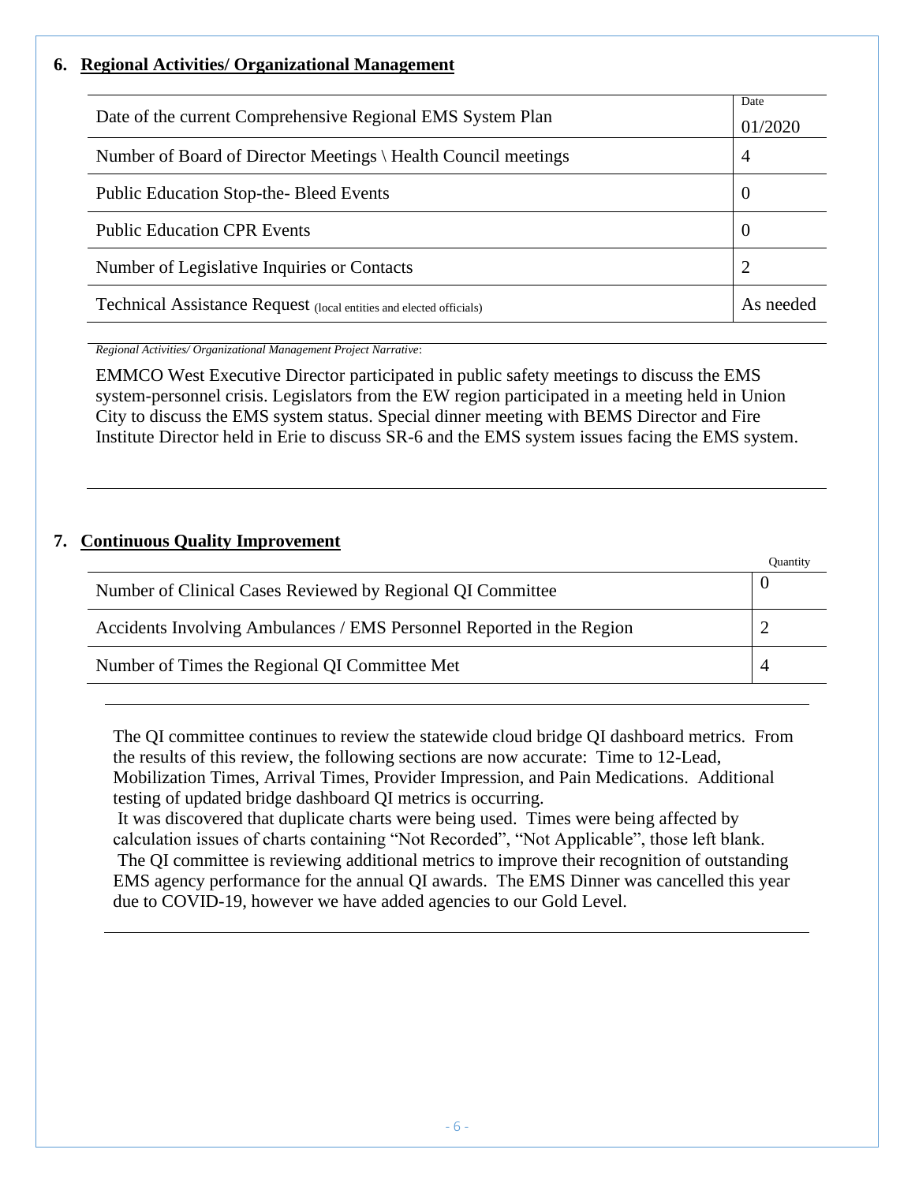## 6. Regional Activities/ Organizational Management

| | Date |
|---|---|
| Date of the current Comprehensive Regional EMS System Plan | 01/2020 |
| Number of Board of Director Meetings \ Health Council meetings | 4 |
| Public Education Stop-the- Bleed Events | 0 |
| Public Education CPR Events | 0 |
| Number of Legislative Inquiries or Contacts | 2 |
| Technical Assistance Request (local entities and elected officials) | As needed |

*Regional Activities/ Organizational Management Project Narrative*:

EMMCO West Executive Director participated in public safety meetings to discuss the EMS system-personnel crisis. Legislators from the EW region participated in a meeting held in Union City to discuss the EMS system status. Special dinner meeting with BEMS Director and Fire Institute Director held in Erie to discuss SR-6 and the EMS system issues facing the EMS system.

## 7. Continuous Quality Improvement

| | Quantity |
|---|---|
| Number of Clinical Cases Reviewed by Regional QI Committee | 0 |
| Accidents Involving Ambulances / EMS Personnel Reported in the Region | 2 |
| Number of Times the Regional QI Committee Met | 4 |

The QI committee continues to review the statewide cloud bridge QI dashboard metrics. From the results of this review, the following sections are now accurate: Time to 12-Lead, Mobilization Times, Arrival Times, Provider Impression, and Pain Medications. Additional testing of updated bridge dashboard QI metrics is occurring.

It was discovered that duplicate charts were being used. Times were being affected by calculation issues of charts containing "Not Recorded", "Not Applicable", those left blank.

The QI committee is reviewing additional metrics to improve their recognition of outstanding EMS agency performance for the annual QI awards. The EMS Dinner was cancelled this year due to COVID-19, however we have added agencies to our Gold Level.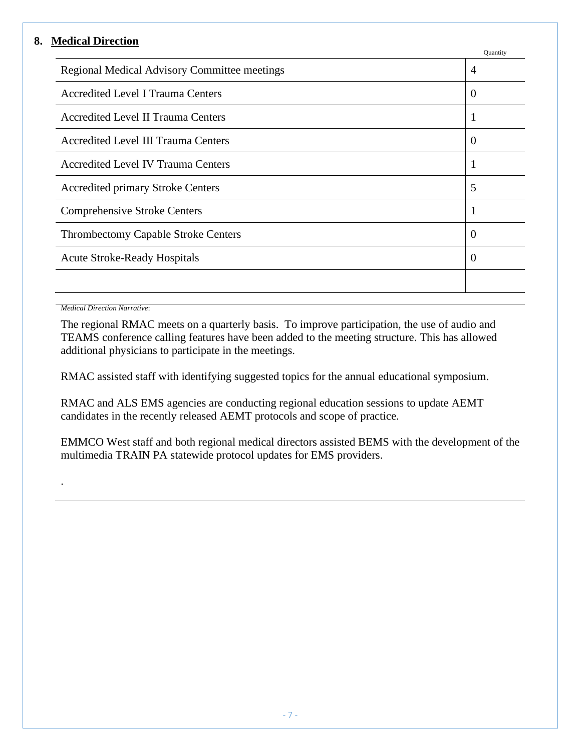## 8. Medical Direction

| | Quantity |
|---|---|
| Regional Medical Advisory Committee meetings | 4 |
| Accredited Level I Trauma Centers | 0 |
| Accredited Level II Trauma Centers | 1 |
| Accredited Level III Trauma Centers | 0 |
| Accredited Level IV Trauma Centers | 1 |
| Accredited primary Stroke Centers | 5 |
| Comprehensive Stroke Centers | 1 |
| Thrombectomy Capable Stroke Centers | 0 |
| Acute Stroke-Ready Hospitals | 0 |
| | |

*Medical Direction Narrative*:

The regional RMAC meets on a quarterly basis. To improve participation, the use of audio and TEAMS conference calling features have been added to the meeting structure. This has allowed additional physicians to participate in the meetings.

RMAC assisted staff with identifying suggested topics for the annual educational symposium.

RMAC and ALS EMS agencies are conducting regional education sessions to update AEMT candidates in the recently released AEMT protocols and scope of practice.

EMMCO West staff and both regional medical directors assisted BEMS with the development of the multimedia TRAIN PA statewide protocol updates for EMS providers.

.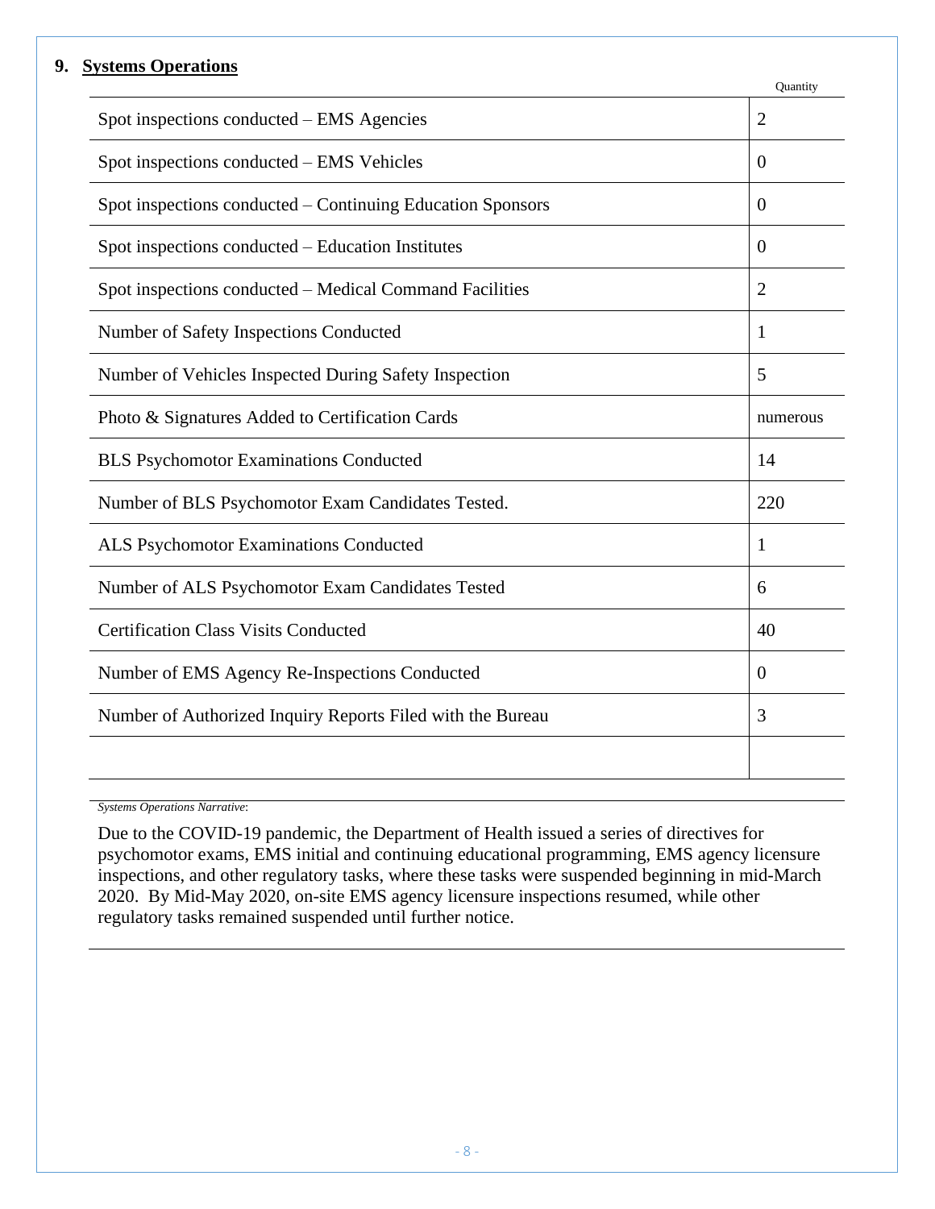## 9. Systems Operations

| | Quantity |
|---|---|
| Spot inspections conducted – EMS Agencies | 2 |
| Spot inspections conducted – EMS Vehicles | 0 |
| Spot inspections conducted – Continuing Education Sponsors | 0 |
| Spot inspections conducted – Education Institutes | 0 |
| Spot inspections conducted – Medical Command Facilities | 2 |
| Number of Safety Inspections Conducted | 1 |
| Number of Vehicles Inspected During Safety Inspection | 5 |
| Photo & Signatures Added to Certification Cards | numerous |
| BLS Psychomotor Examinations Conducted | 14 |
| Number of BLS Psychomotor Exam Candidates Tested. | 220 |
| ALS Psychomotor Examinations Conducted | 1 |
| Number of ALS Psychomotor Exam Candidates Tested | 6 |
| Certification Class Visits Conducted | 40 |
| Number of EMS Agency Re-Inspections Conducted | 0 |
| Number of Authorized Inquiry Reports Filed with the Bureau | 3 |
| | |

*Systems Operations Narrative*:

Due to the COVID-19 pandemic, the Department of Health issued a series of directives for psychomotor exams, EMS initial and continuing educational programming, EMS agency licensure inspections, and other regulatory tasks, where these tasks were suspended beginning in mid-March 2020. By Mid-May 2020, on-site EMS agency licensure inspections resumed, while other regulatory tasks remained suspended until further notice.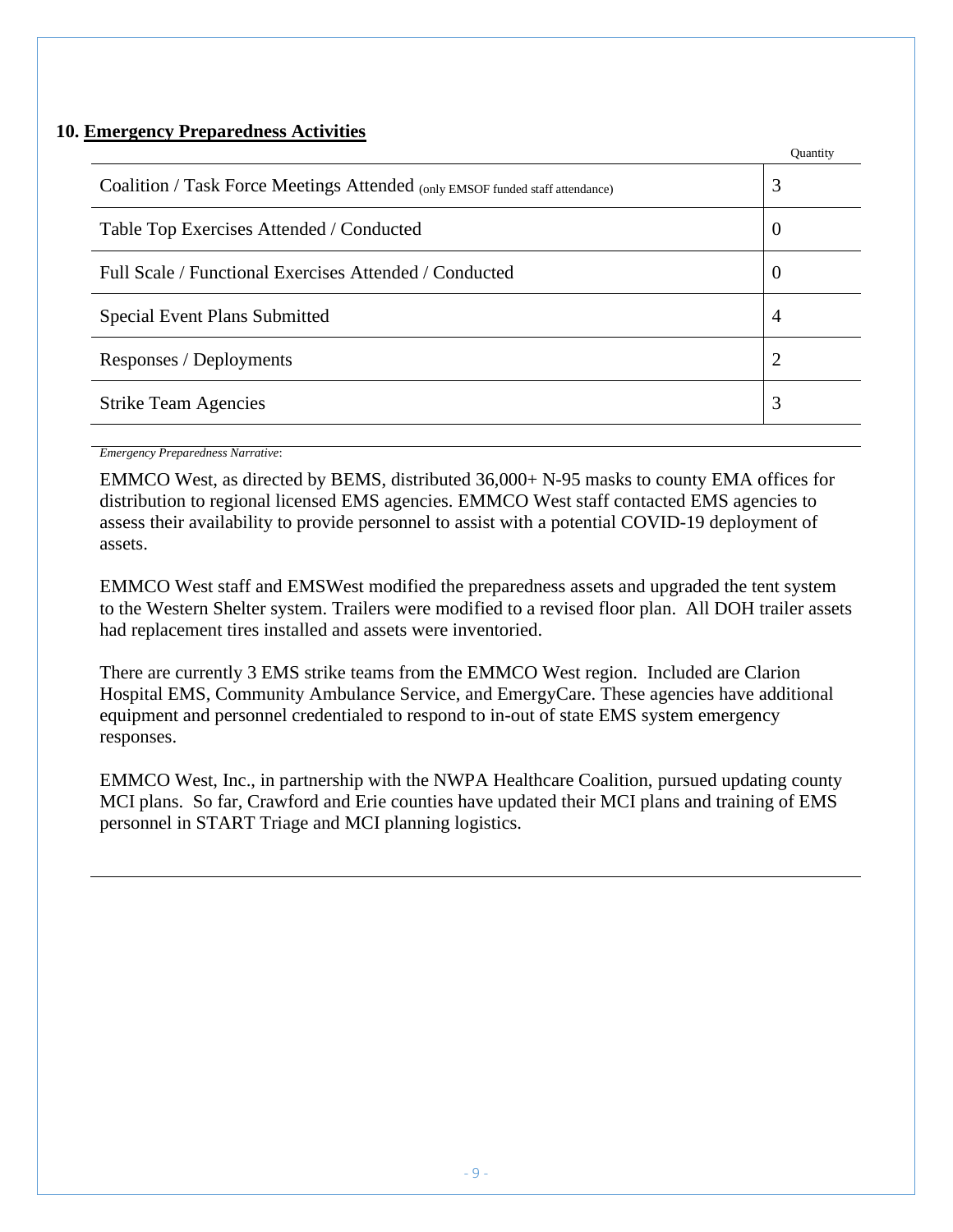## 10. Emergency Preparedness Activities

| | Quantity |
|---|---|
| Coalition / Task Force Meetings Attended (only EMSOF funded staff attendance) | 3 |
| Table Top Exercises Attended / Conducted | 0 |
| Full Scale / Functional Exercises Attended / Conducted | 0 |
| Special Event Plans Submitted | 4 |
| Responses / Deployments | 2 |
| Strike Team Agencies | 3 |

*Emergency Preparedness Narrative*:

EMMCO West, as directed by BEMS, distributed 36,000+ N-95 masks to county EMA offices for distribution to regional licensed EMS agencies. EMMCO West staff contacted EMS agencies to assess their availability to provide personnel to assist with a potential COVID-19 deployment of assets.

EMMCO West staff and EMSWest modified the preparedness assets and upgraded the tent system to the Western Shelter system. Trailers were modified to a revised floor plan. All DOH trailer assets had replacement tires installed and assets were inventoried.

There are currently 3 EMS strike teams from the EMMCO West region. Included are Clarion Hospital EMS, Community Ambulance Service, and EmergyCare. These agencies have additional equipment and personnel credentialed to respond to in-out of state EMS system emergency responses.

EMMCO West, Inc., in partnership with the NWPA Healthcare Coalition, pursued updating county MCI plans. So far, Crawford and Erie counties have updated their MCI plans and training of EMS personnel in START Triage and MCI planning logistics.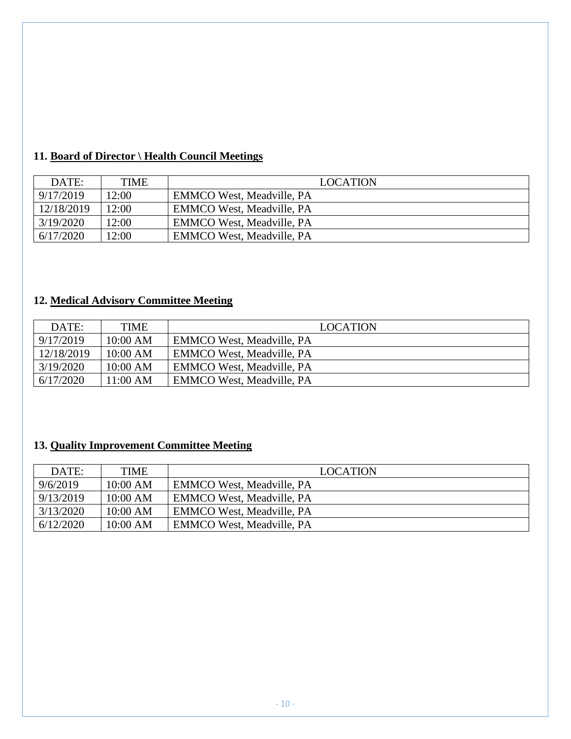## 11. Board of Director \ Health Council Meetings

| DATE: | TIME | LOCATION |
|---|---|---|
| 9/17/2019 | 12:00 | EMMCO West, Meadville, PA |
| 12/18/2019 | 12:00 | EMMCO West, Meadville, PA |
| 3/19/2020 | 12:00 | EMMCO West, Meadville, PA |
| 6/17/2020 | 12:00 | EMMCO West, Meadville, PA |

## 12. Medical Advisory Committee Meeting

| DATE: | TIME | LOCATION |
|---|---|---|
| 9/17/2019 | 10:00 AM | EMMCO West, Meadville, PA |
| 12/18/2019 | 10:00 AM | EMMCO West, Meadville, PA |
| 3/19/2020 | 10:00 AM | EMMCO West, Meadville, PA |
| 6/17/2020 | 11:00 AM | EMMCO West, Meadville, PA |

## 13. Quality Improvement Committee Meeting

| DATE: | TIME | LOCATION |
|---|---|---|
| 9/6/2019 | 10:00 AM | EMMCO West, Meadville, PA |
| 9/13/2019 | 10:00 AM | EMMCO West, Meadville, PA |
| 3/13/2020 | 10:00 AM | EMMCO West, Meadville, PA |
| 6/12/2020 | 10:00 AM | EMMCO West, Meadville, PA |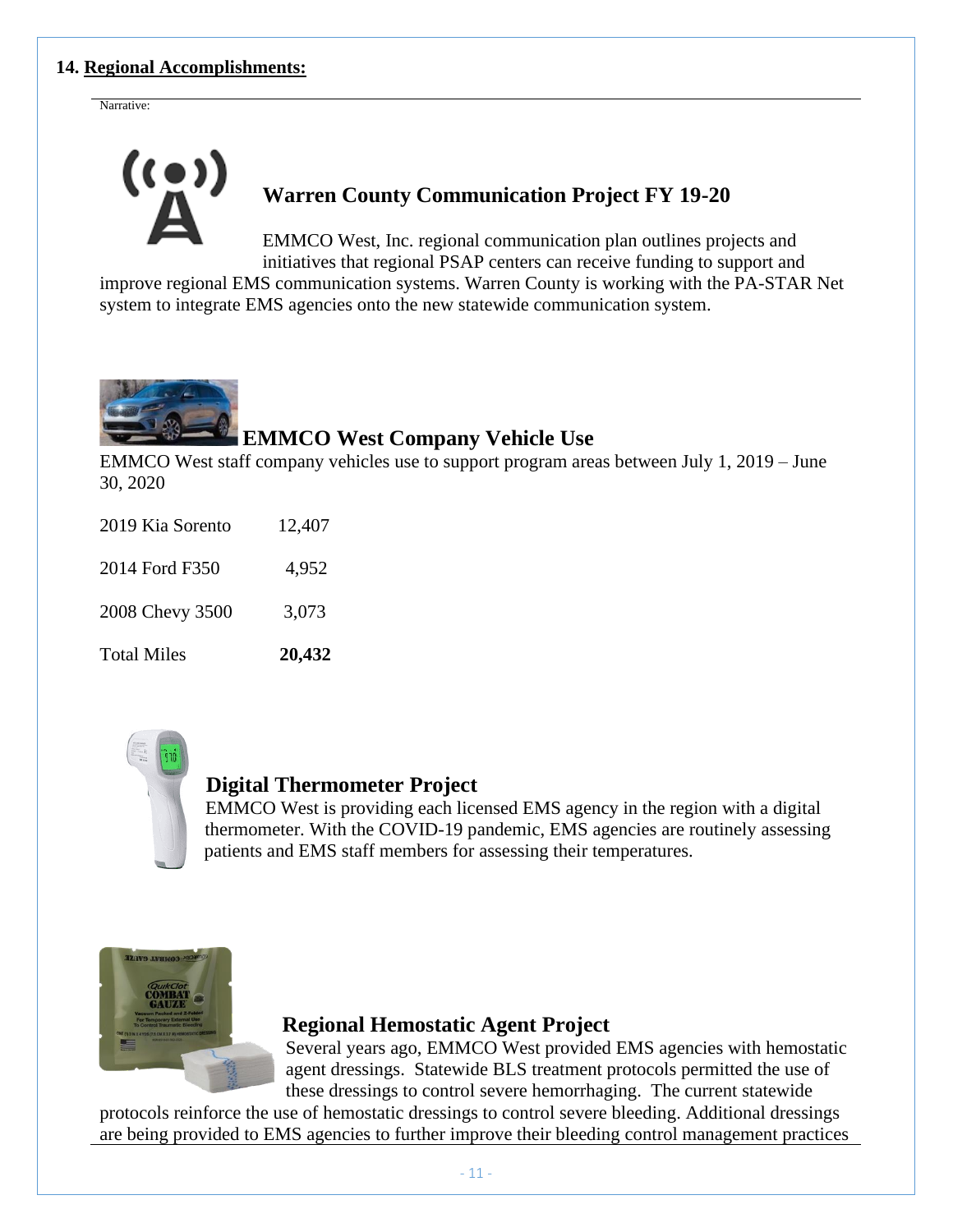## 14. Regional Accomplishments:

Narrative:

### Warren County Communication Project FY 19-20

EMMCO West, Inc. regional communication plan outlines projects and initiatives that regional PSAP centers can receive funding to support and improve regional EMS communication systems. Warren County is working with the PA-STAR Net system to integrate EMS agencies onto the new statewide communication system.

### EMMCO West Company Vehicle Use

EMMCO West staff company vehicles use to support program areas between July 1, 2019 – June 30, 2020

| Vehicle | Miles |
|---|---|
| 2019 Kia Sorento | 12,407 |
| 2014 Ford F350 | 4,952 |
| 2008 Chevy 3500 | 3,073 |
| Total Miles | **20,432** |

### Digital Thermometer Project

EMMCO West is providing each licensed EMS agency in the region with a digital thermometer. With the COVID-19 pandemic, EMS agencies are routinely assessing patients and EMS staff members for assessing their temperatures.

### Regional Hemostatic Agent Project

Several years ago, EMMCO West provided EMS agencies with hemostatic agent dressings. Statewide BLS treatment protocols permitted the use of these dressings to control severe hemorrhaging. The current statewide protocols reinforce the use of hemostatic dressings to control severe bleeding. Additional dressings are being provided to EMS agencies to further improve their bleeding control management practices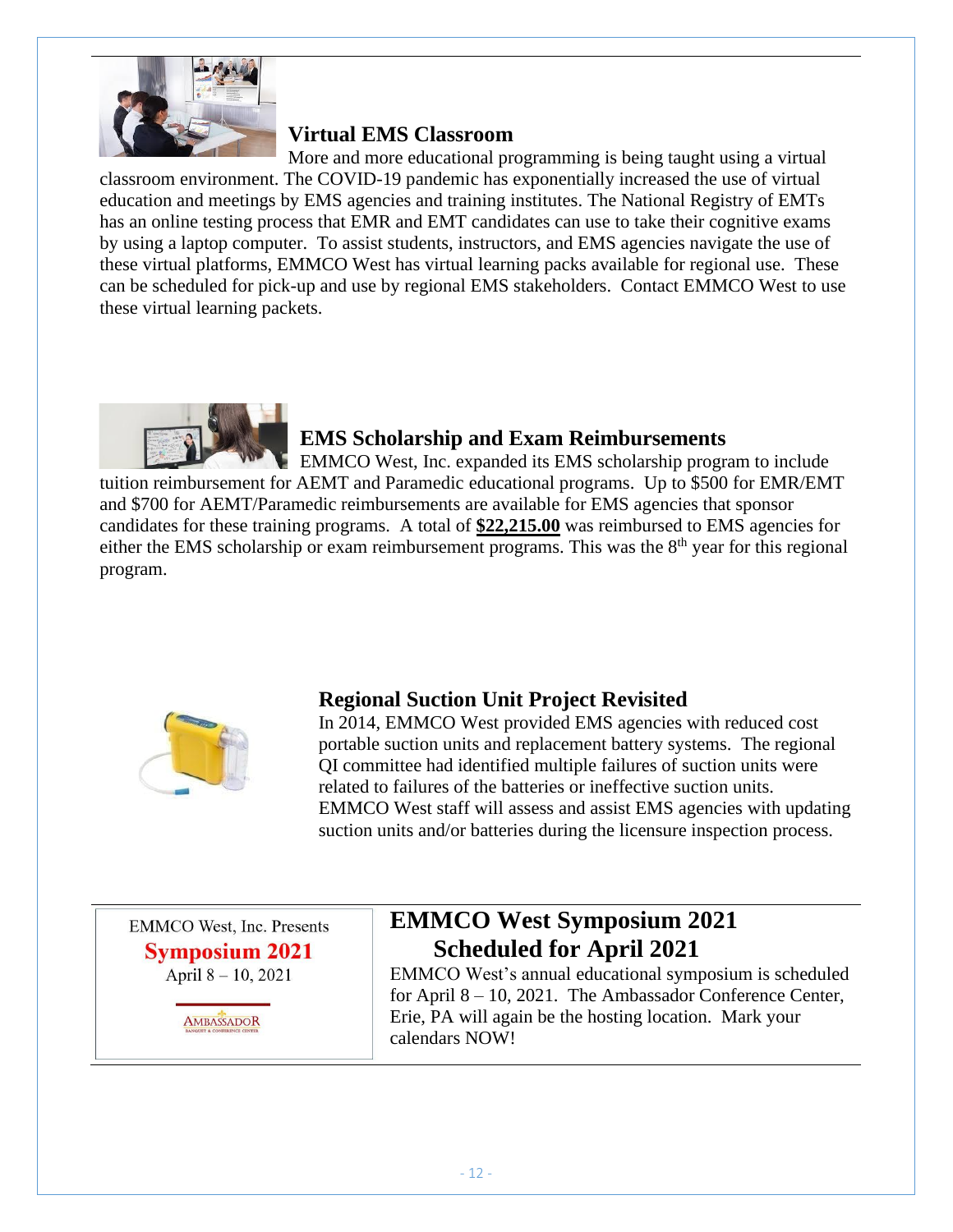## Virtual EMS Classroom

More and more educational programming is being taught using a virtual classroom environment. The COVID-19 pandemic has exponentially increased the use of virtual education and meetings by EMS agencies and training institutes. The National Registry of EMTs has an online testing process that EMR and EMT candidates can use to take their cognitive exams by using a laptop computer. To assist students, instructors, and EMS agencies navigate the use of these virtual platforms, EMMCO West has virtual learning packs available for regional use. These can be scheduled for pick-up and use by regional EMS stakeholders. Contact EMMCO West to use these virtual learning packets.

## EMS Scholarship and Exam Reimbursements

EMMCO West, Inc. expanded its EMS scholarship program to include tuition reimbursement for AEMT and Paramedic educational programs. Up to $500 for EMR/EMT and $700 for AEMT/Paramedic reimbursements are available for EMS agencies that sponsor candidates for these training programs. A total of **$22,215.00** was reimbursed to EMS agencies for either the EMS scholarship or exam reimbursement programs. This was the 8th year for this regional program.

## Regional Suction Unit Project Revisited

In 2014, EMMCO West provided EMS agencies with reduced cost portable suction units and replacement battery systems. The regional QI committee had identified multiple failures of suction units were related to failures of the batteries or ineffective suction units. EMMCO West staff will assess and assist EMS agencies with updating suction units and/or batteries during the licensure inspection process.

EMMCO West, Inc. Presents
**Symposium 2021**
April 8 – 10, 2021
AMBASSADOR BANQUET & CONFERENCE CENTER

## EMMCO West Symposium 2021 Scheduled for April 2021

EMMCO West's annual educational symposium is scheduled for April 8 – 10, 2021. The Ambassador Conference Center, Erie, PA will again be the hosting location. Mark your calendars NOW!